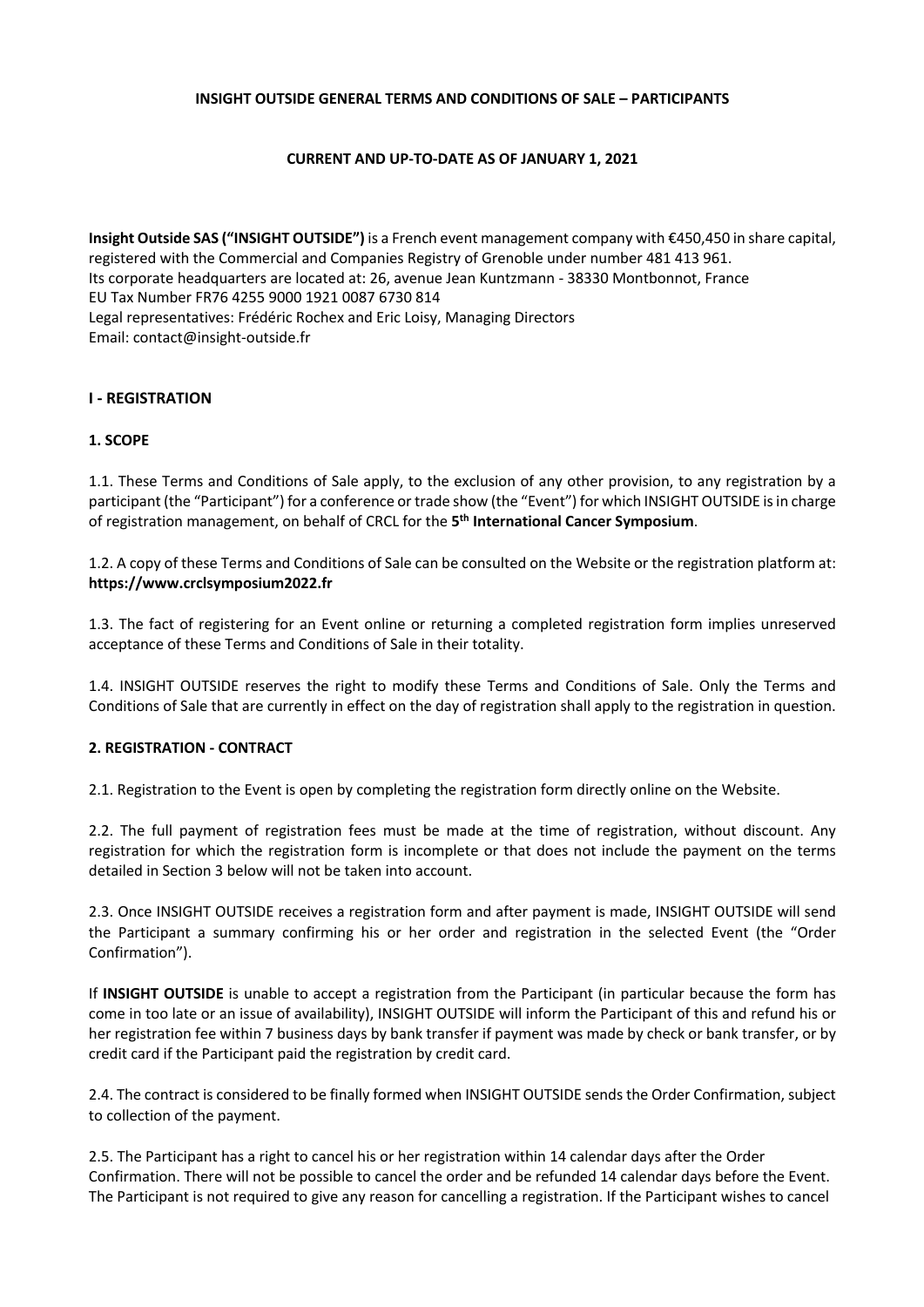**INSIGHT OUTSIDE GENERAL TERMS AND CONDITIONS OF SALE – PARTICIPANTS**

**CURRENT AND UP-TO-DATE AS OF JANUARY 1, 2021**

**Insight Outside SAS ("INSIGHT OUTSIDE")** is a French event management company with €450,450 in share capital, registered with the Commercial and Companies Registry of Grenoble under number 481 413 961.
Its corporate headquarters are located at: 26, avenue Jean Kuntzmann - 38330 Montbonnot, France
EU Tax Number FR76 4255 9000 1921 0087 6730 814
Legal representatives: Frédéric Rochex and Eric Loisy, Managing Directors
Email: contact@insight-outside.fr

## I - REGISTRATION

### 1. SCOPE

1.1. These Terms and Conditions of Sale apply, to the exclusion of any other provision, to any registration by a participant (the "Participant") for a conference or trade show (the "Event") for which INSIGHT OUTSIDE is in charge of registration management, on behalf of CRCL for the **5th International Cancer Symposium**.

1.2. A copy of these Terms and Conditions of Sale can be consulted on the Website or the registration platform at: **https://www.crclsymposium2022.fr**

1.3. The fact of registering for an Event online or returning a completed registration form implies unreserved acceptance of these Terms and Conditions of Sale in their totality.

1.4. INSIGHT OUTSIDE reserves the right to modify these Terms and Conditions of Sale. Only the Terms and Conditions of Sale that are currently in effect on the day of registration shall apply to the registration in question.

### 2. REGISTRATION - CONTRACT

2.1. Registration to the Event is open by completing the registration form directly online on the Website.

2.2. The full payment of registration fees must be made at the time of registration, without discount. Any registration for which the registration form is incomplete or that does not include the payment on the terms detailed in Section 3 below will not be taken into account.

2.3. Once INSIGHT OUTSIDE receives a registration form and after payment is made, INSIGHT OUTSIDE will send the Participant a summary confirming his or her order and registration in the selected Event (the "Order Confirmation").

If **INSIGHT OUTSIDE** is unable to accept a registration from the Participant (in particular because the form has come in too late or an issue of availability), INSIGHT OUTSIDE will inform the Participant of this and refund his or her registration fee within 7 business days by bank transfer if payment was made by check or bank transfer, or by credit card if the Participant paid the registration by credit card.

2.4. The contract is considered to be finally formed when INSIGHT OUTSIDE sends the Order Confirmation, subject to collection of the payment.

2.5. The Participant has a right to cancel his or her registration within 14 calendar days after the Order Confirmation. There will not be possible to cancel the order and be refunded 14 calendar days before the Event. The Participant is not required to give any reason for cancelling a registration. If the Participant wishes to cancel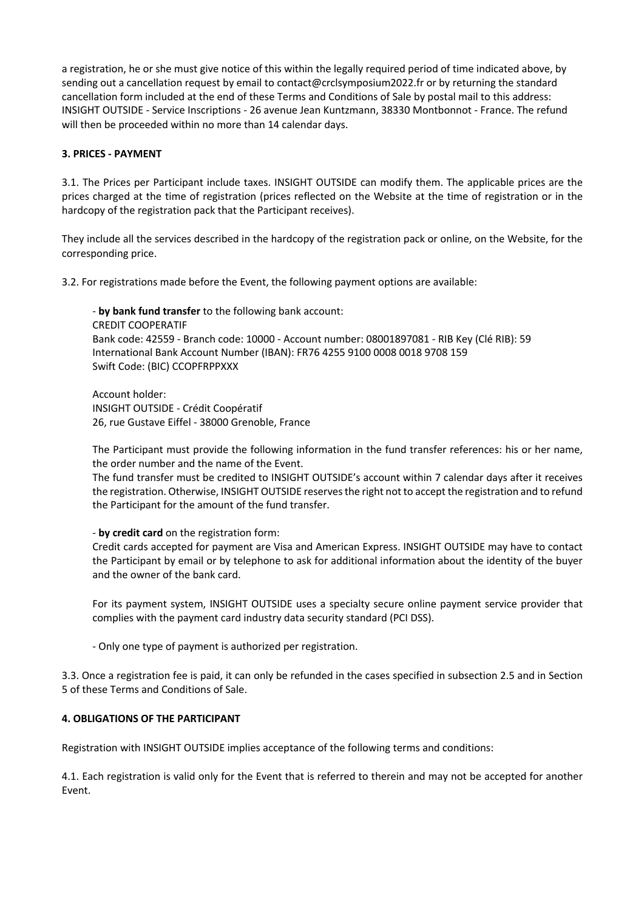a registration, he or she must give notice of this within the legally required period of time indicated above, by sending out a cancellation request by email to contact@crclsymposium2022.fr or by returning the standard cancellation form included at the end of these Terms and Conditions of Sale by postal mail to this address: INSIGHT OUTSIDE - Service Inscriptions - 26 avenue Jean Kuntzmann, 38330 Montbonnot - France. The refund will then be proceeded within no more than 14 calendar days.

**3. PRICES - PAYMENT**

3.1. The Prices per Participant include taxes. INSIGHT OUTSIDE can modify them. The applicable prices are the prices charged at the time of registration (prices reflected on the Website at the time of registration or in the hardcopy of the registration pack that the Participant receives).

They include all the services described in the hardcopy of the registration pack or online, on the Website, for the corresponding price.

3.2. For registrations made before the Event, the following payment options are available:

- **by bank fund transfer** to the following bank account:
CREDIT COOPERATIF
Bank code: 42559 - Branch code: 10000 - Account number: 08001897081 - RIB Key (Clé RIB): 59
International Bank Account Number (IBAN): FR76 4255 9100 0008 0018 9708 159
Swift Code: (BIC) CCOPFRPPXXX

Account holder:
INSIGHT OUTSIDE - Crédit Coopératif
26, rue Gustave Eiffel - 38000 Grenoble, France

The Participant must provide the following information in the fund transfer references: his or her name, the order number and the name of the Event.
The fund transfer must be credited to INSIGHT OUTSIDE's account within 7 calendar days after it receives the registration. Otherwise, INSIGHT OUTSIDE reserves the right not to accept the registration and to refund the Participant for the amount of the fund transfer.

- **by credit card** on the registration form:
Credit cards accepted for payment are Visa and American Express. INSIGHT OUTSIDE may have to contact the Participant by email or by telephone to ask for additional information about the identity of the buyer and the owner of the bank card.

For its payment system, INSIGHT OUTSIDE uses a specialty secure online payment service provider that complies with the payment card industry data security standard (PCI DSS).

- Only one type of payment is authorized per registration.

3.3. Once a registration fee is paid, it can only be refunded in the cases specified in subsection 2.5 and in Section 5 of these Terms and Conditions of Sale.

**4. OBLIGATIONS OF THE PARTICIPANT**

Registration with INSIGHT OUTSIDE implies acceptance of the following terms and conditions:

4.1. Each registration is valid only for the Event that is referred to therein and may not be accepted for another Event.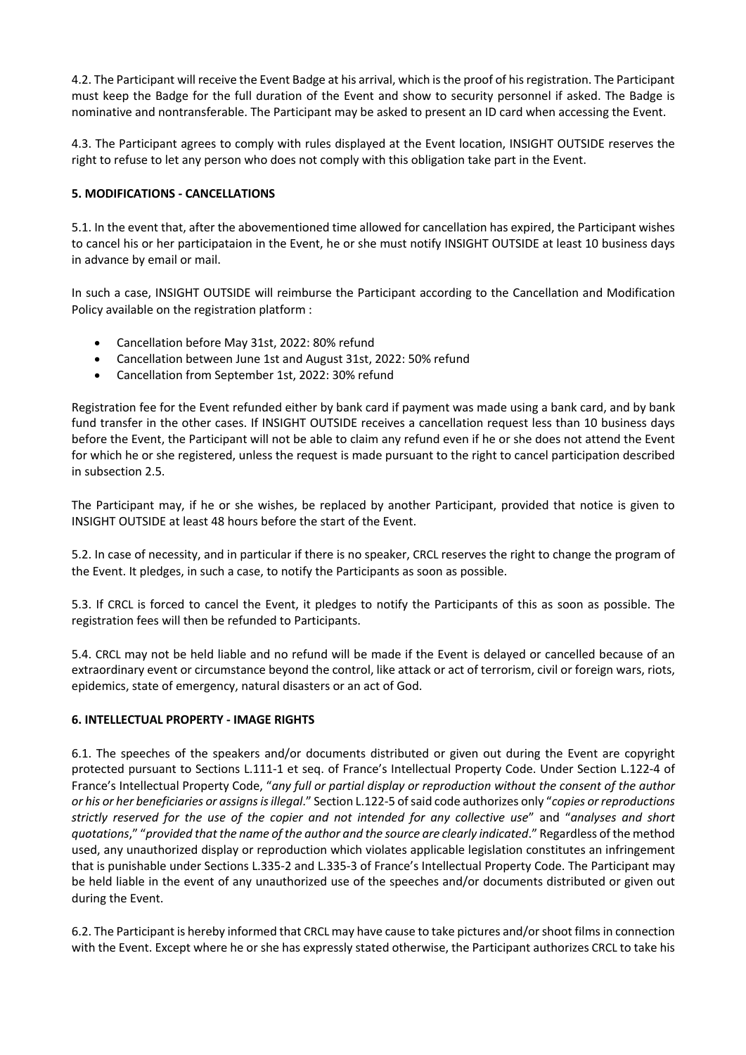4.2. The Participant will receive the Event Badge at his arrival, which is the proof of his registration. The Participant must keep the Badge for the full duration of the Event and show to security personnel if asked. The Badge is nominative and nontransferable. The Participant may be asked to present an ID card when accessing the Event.

4.3. The Participant agrees to comply with rules displayed at the Event location, INSIGHT OUTSIDE reserves the right to refuse to let any person who does not comply with this obligation take part in the Event.

**5. MODIFICATIONS - CANCELLATIONS**

5.1. In the event that, after the abovementioned time allowed for cancellation has expired, the Participant wishes to cancel his or her participataion in the Event, he or she must notify INSIGHT OUTSIDE at least 10 business days in advance by email or mail.

In such a case, INSIGHT OUTSIDE will reimburse the Participant according to the Cancellation and Modification Policy available on the registration platform :

- Cancellation before May 31st, 2022: 80% refund
- Cancellation between June 1st and August 31st, 2022: 50% refund
- Cancellation from September 1st, 2022: 30% refund

Registration fee for the Event refunded either by bank card if payment was made using a bank card, and by bank fund transfer in the other cases. If INSIGHT OUTSIDE receives a cancellation request less than 10 business days before the Event, the Participant will not be able to claim any refund even if he or she does not attend the Event for which he or she registered, unless the request is made pursuant to the right to cancel participation described in subsection 2.5.

The Participant may, if he or she wishes, be replaced by another Participant, provided that notice is given to INSIGHT OUTSIDE at least 48 hours before the start of the Event.

5.2. In case of necessity, and in particular if there is no speaker, CRCL reserves the right to change the program of the Event. It pledges, in such a case, to notify the Participants as soon as possible.

5.3. If CRCL is forced to cancel the Event, it pledges to notify the Participants of this as soon as possible. The registration fees will then be refunded to Participants.

5.4. CRCL may not be held liable and no refund will be made if the Event is delayed or cancelled because of an extraordinary event or circumstance beyond the control, like attack or act of terrorism, civil or foreign wars, riots, epidemics, state of emergency, natural disasters or an act of God.

**6. INTELLECTUAL PROPERTY - IMAGE RIGHTS**

6.1. The speeches of the speakers and/or documents distributed or given out during the Event are copyright protected pursuant to Sections L.111-1 et seq. of France's Intellectual Property Code. Under Section L.122-4 of France's Intellectual Property Code, "*any full or partial display or reproduction without the consent of the author or his or her beneficiaries or assigns is illegal*." Section L.122-5 of said code authorizes only "*copies or reproductions strictly reserved for the use of the copier and not intended for any collective use*" and "*analyses and short quotations*," "*provided that the name of the author and the source are clearly indicated*." Regardless of the method used, any unauthorized display or reproduction which violates applicable legislation constitutes an infringement that is punishable under Sections L.335-2 and L.335-3 of France's Intellectual Property Code. The Participant may be held liable in the event of any unauthorized use of the speeches and/or documents distributed or given out during the Event.

6.2. The Participant is hereby informed that CRCL may have cause to take pictures and/or shoot films in connection with the Event. Except where he or she has expressly stated otherwise, the Participant authorizes CRCL to take his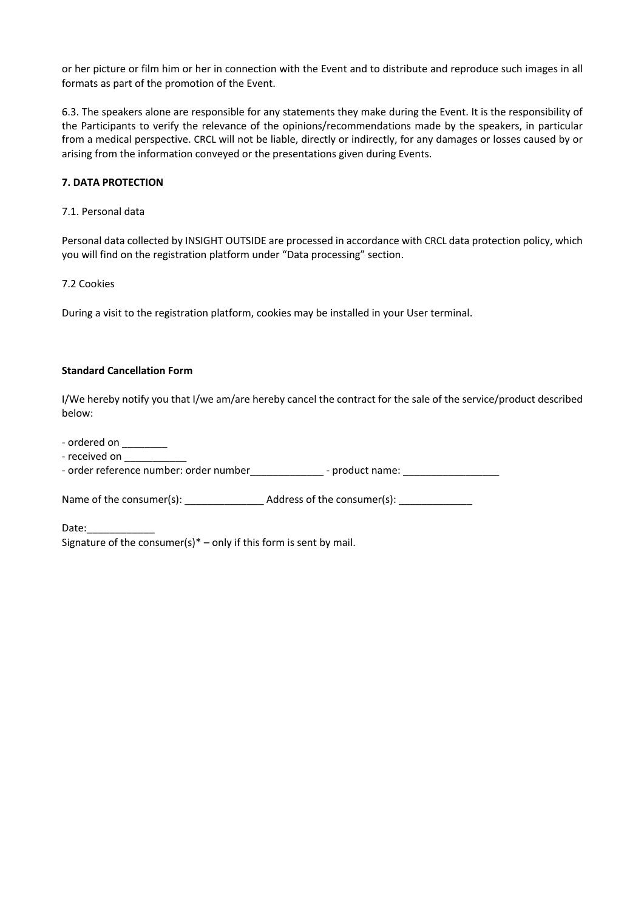or her picture or film him or her in connection with the Event and to distribute and reproduce such images in all formats as part of the promotion of the Event.

6.3. The speakers alone are responsible for any statements they make during the Event. It is the responsibility of the Participants to verify the relevance of the opinions/recommendations made by the speakers, in particular from a medical perspective. CRCL will not be liable, directly or indirectly, for any damages or losses caused by or arising from the information conveyed or the presentations given during Events.

**7. DATA PROTECTION**

7.1. Personal data

Personal data collected by INSIGHT OUTSIDE are processed in accordance with CRCL data protection policy, which you will find on the registration platform under "Data processing" section.

7.2 Cookies

During a visit to the registration platform, cookies may be installed in your User terminal.

**Standard Cancellation Form**

I/We hereby notify you that I/we am/are hereby cancel the contract for the sale of the service/product described below:

- ordered on ________
- received on ___________
- order reference number: order number_____________ - product name: _________________

Name of the consumer(s): ______________ Address of the consumer(s): _____________

Date:____________

Signature of the consumer(s)* – only if this form is sent by mail.